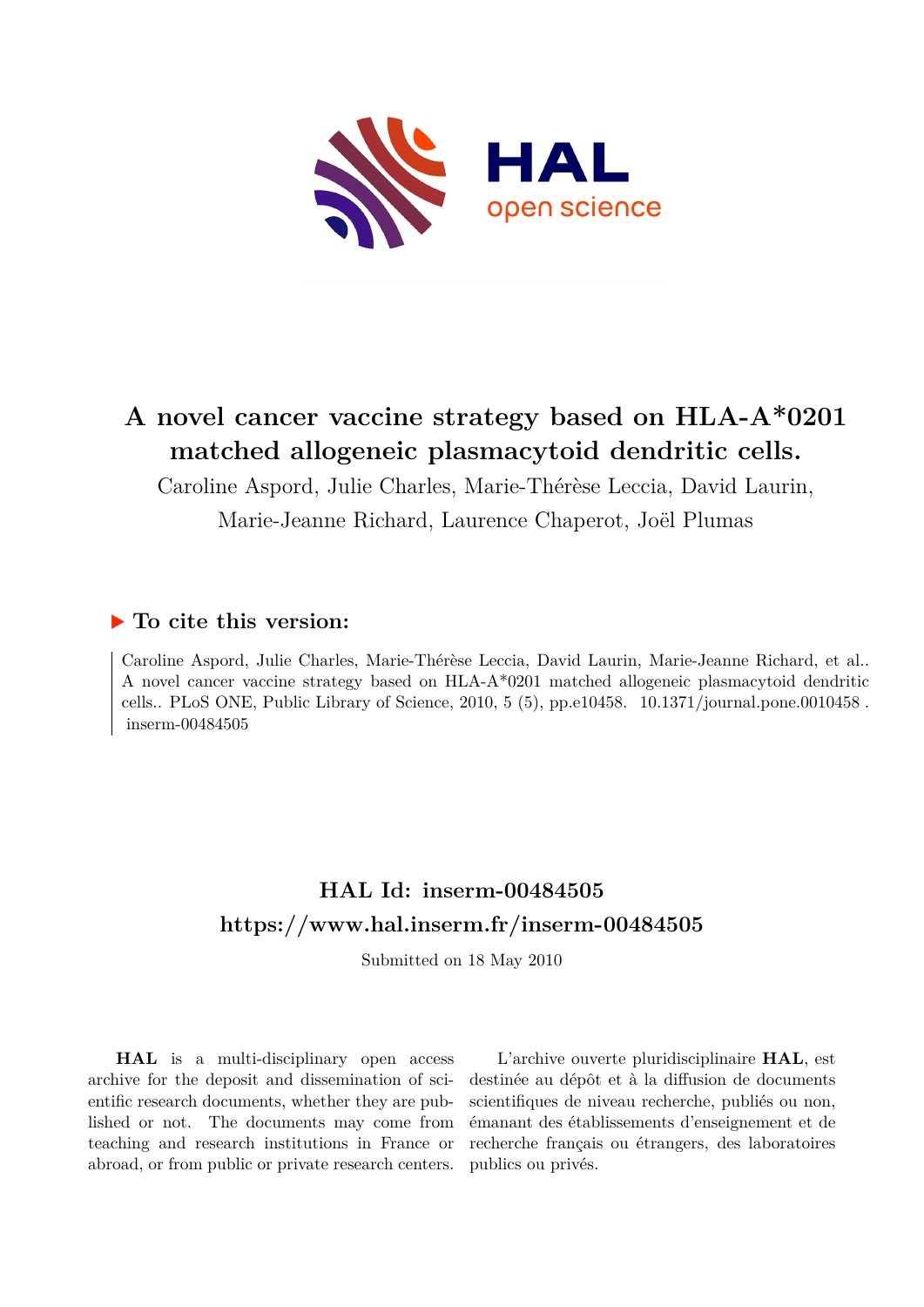# A novel cancer vaccine strategy based on HLA-A*0201 matched allogeneic plasmacytoid dendritic cells.

Caroline Aspord, Julie Charles, Marie-Thérèse Leccia, David Laurin, Marie-Jeanne Richard, Laurence Chaperot, Joël Plumas

## ▶ To cite this version:

Caroline Aspord, Julie Charles, Marie-Thérèse Leccia, David Laurin, Marie-Jeanne Richard, et al.. A novel cancer vaccine strategy based on HLA-A*0201 matched allogeneic plasmacytoid dendritic cells.. PLoS ONE, Public Library of Science, 2010, 5 (5), pp.e10458. 10.1371/journal.pone.0010458 . inserm-00484505

## HAL Id: inserm-00484505
## https://www.hal.inserm.fr/inserm-00484505

Submitted on 18 May 2010

**HAL** is a multi-disciplinary open access archive for the deposit and dissemination of scientific research documents, whether they are published or not. The documents may come from teaching and research institutions in France or abroad, or from public or private research centers.

L'archive ouverte pluridisciplinaire **HAL**, est destinée au dépôt et à la diffusion de documents scientifiques de niveau recherche, publiés ou non, émanant des établissements d'enseignement et de recherche français ou étrangers, des laboratoires publics ou privés.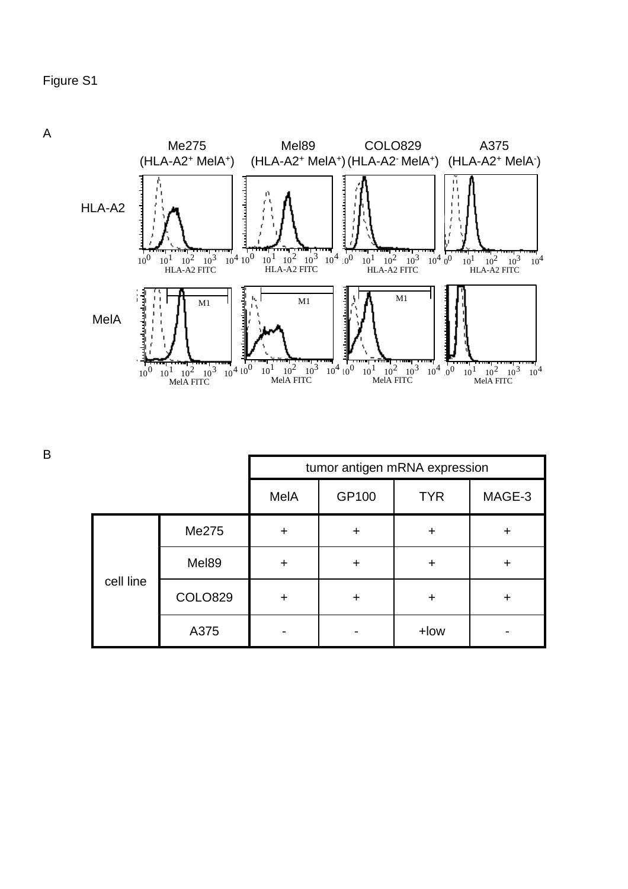Figure S1

A

| | Me275 (HLA-A2$^{+}$ MelA$^{+}$) | Mel89 (HLA-A2$^{+}$ MelA$^{+}$) | COLO829 (HLA-A2$^{-}$ MelA$^{+}$) | A375 (HLA-A2$^{+}$ MelA$^{-}$) |
|---|---|---|---|---|
| HLA-A2 | HLA-A2 FITC | HLA-A2 FITC | HLA-A2 FITC | HLA-A2 FITC |
| MelA | MelA FITC | MelA FITC | MelA FITC | MelA FITC |

B

| | | tumor antigen mRNA expression | | | |
|---|---|---|---|---|---|
| | | MelA | GP100 | TYR | MAGE-3 |
| cell line | Me275 | + | + | + | + |
| | Mel89 | + | + | + | + |
| | COLO829 | + | + | + | + |
| | A375 | - | - | +low | - |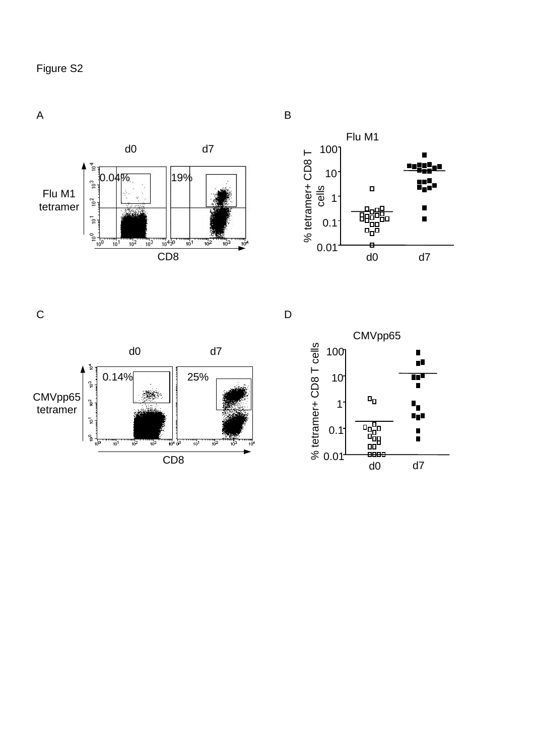Figure S2

A

d0 d7

0.04% 19%

Flu M1 tetramer

CD8

B

Flu M1

% tetramer+ CD8 T cells

100

10

1

0.1

0.01

d0 d7

C

d0 d7

0.14% 25%

CMVpp65 tetramer

CD8

D

CMVpp65

% tetramer+ CD8 T cells

100

10

1

0.1

0.01

d0 d7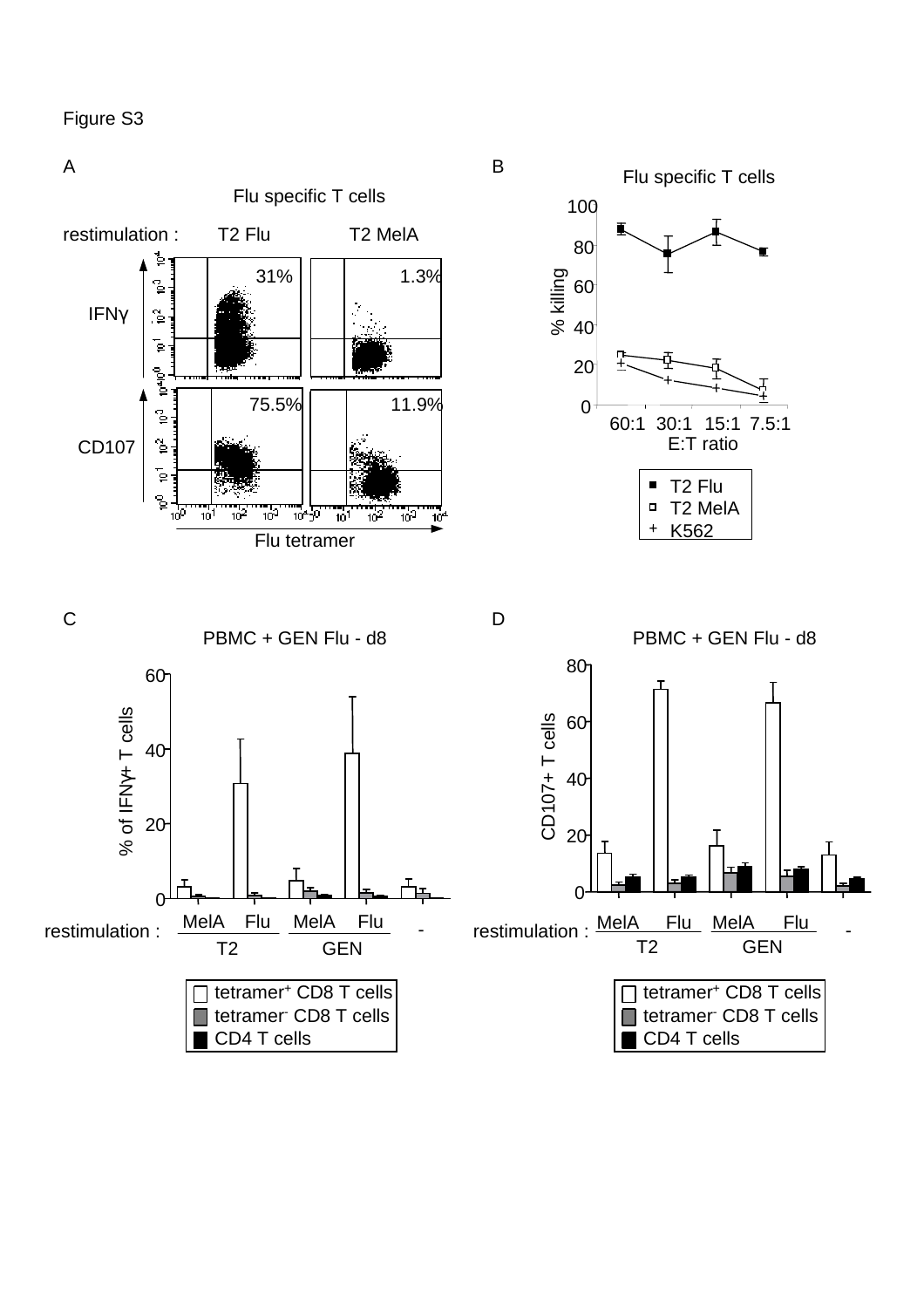Figure S3

A

Flu specific T cells

restimulation : T2 Flu T2 MelA

IFNγ 31% 1.3%

CD107 75.5% 11.9%

Flu tetramer

B

Flu specific T cells

% killing

E:T ratio

60:1 30:1 15:1 7.5:1

T2 Flu
T2 MelA
K562

C

PBMC + GEN Flu - d8

% of IFNγ+ T cells

restimulation : MelA Flu MelA Flu -
T2 GEN

tetramer+ CD8 T cells
tetramer- CD8 T cells
CD4 T cells

D

PBMC + GEN Flu - d8

CD107+ T cells

restimulation : MelA Flu MelA Flu -
T2 GEN

tetramer+ CD8 T cells
tetramer- CD8 T cells
CD4 T cells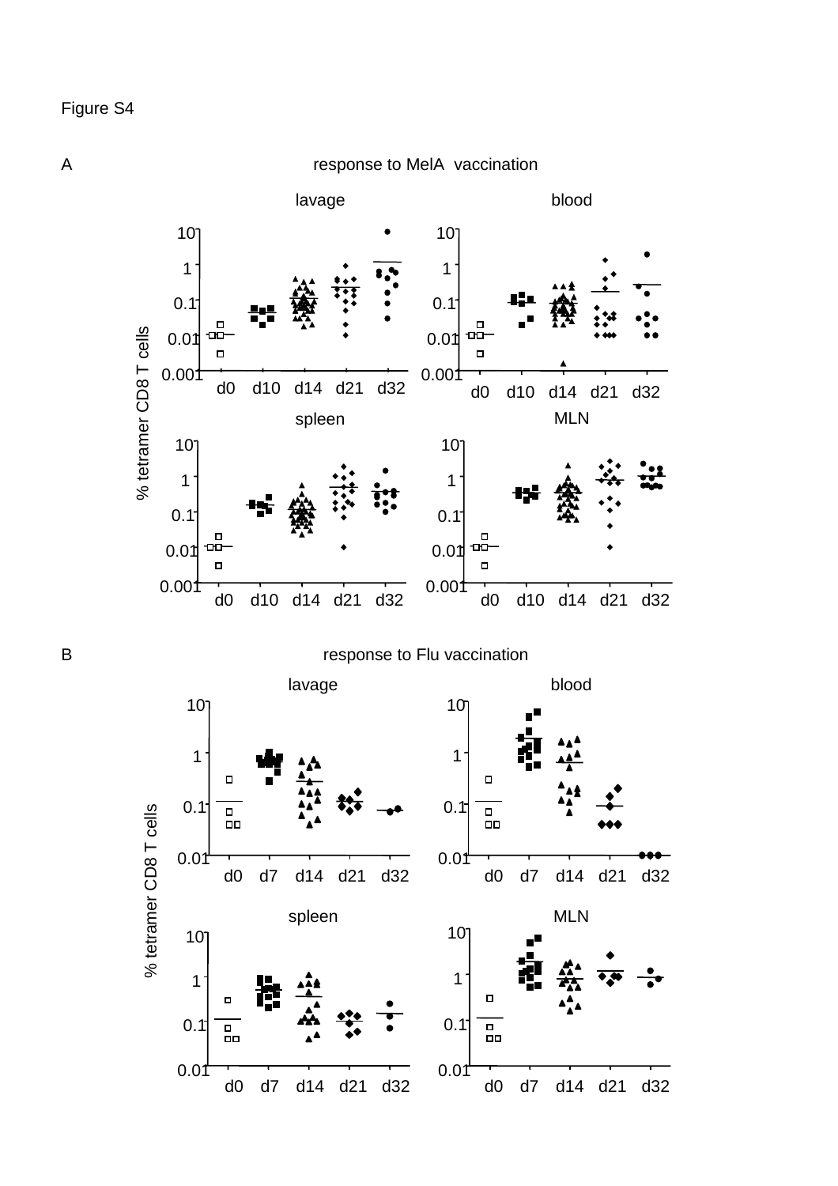Figure S4

A response to MelA vaccination

lavage

blood

% tetramer CD8 T cells

spleen

MLN

d0 d10 d14 d21 d32

B response to Flu vaccination

lavage

blood

% tetramer CD8 T cells

spleen

MLN

d0 d7 d14 d21 d32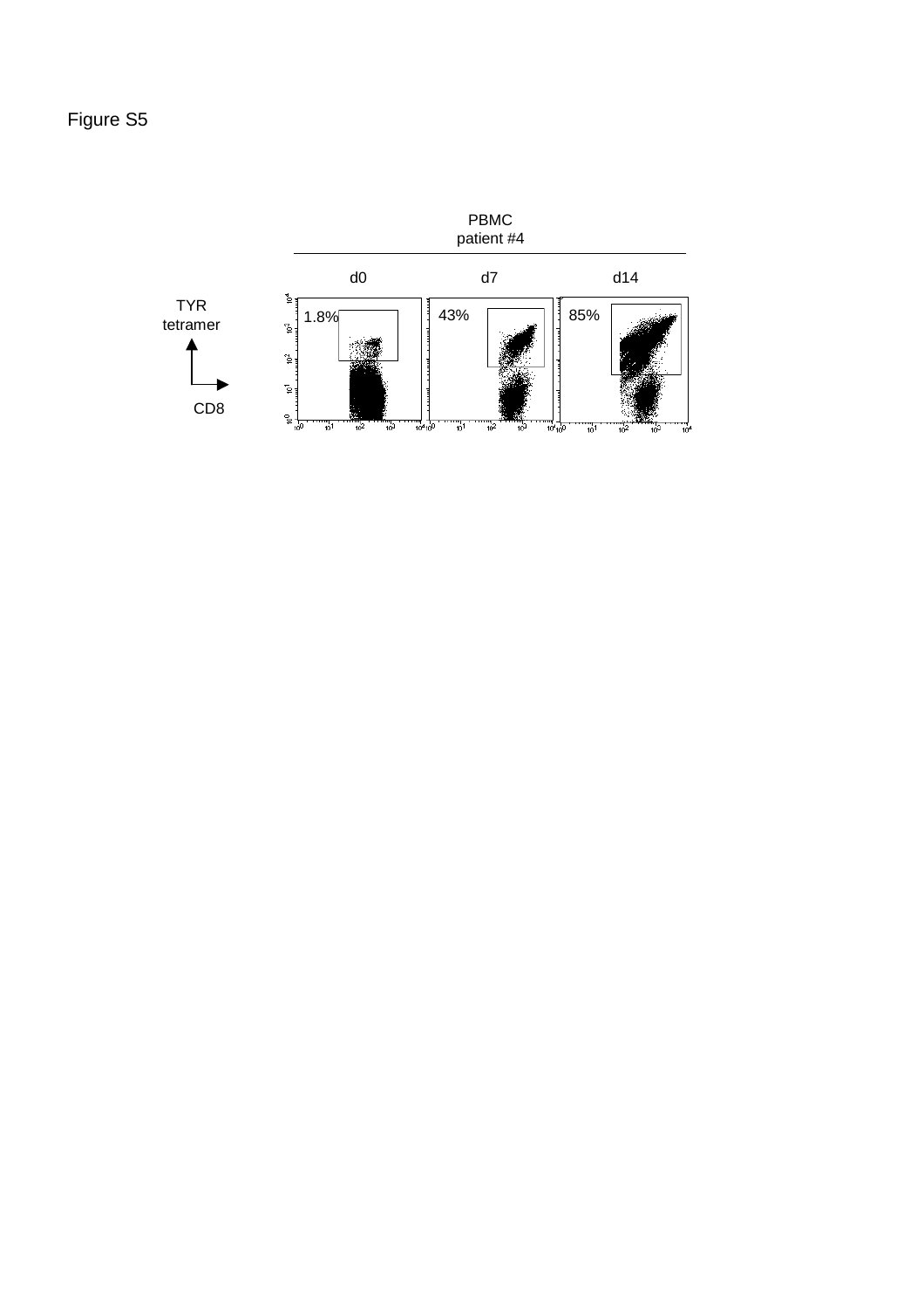Figure S5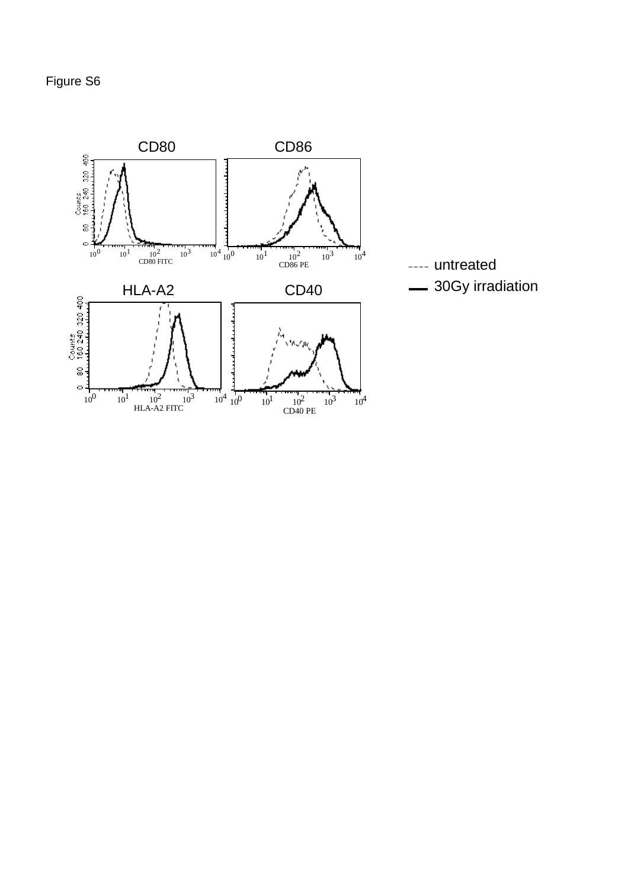Figure S6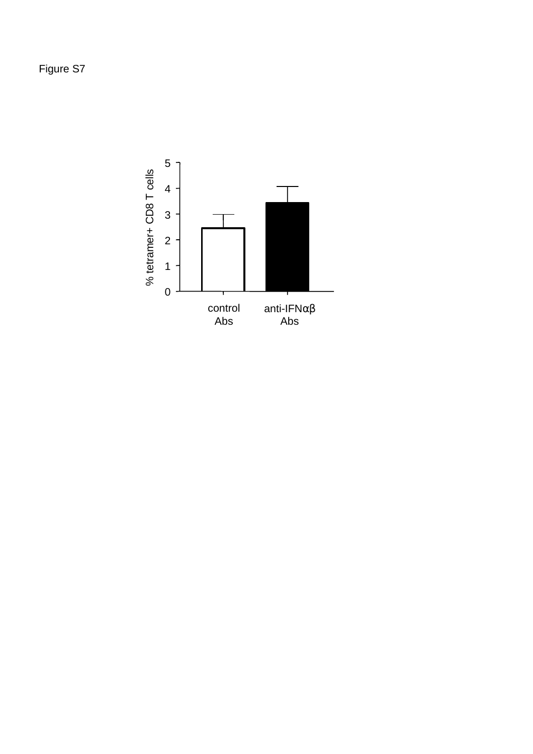Figure S7

% tetramer+ CD8 T cells

control Abs

anti-IFNαβ Abs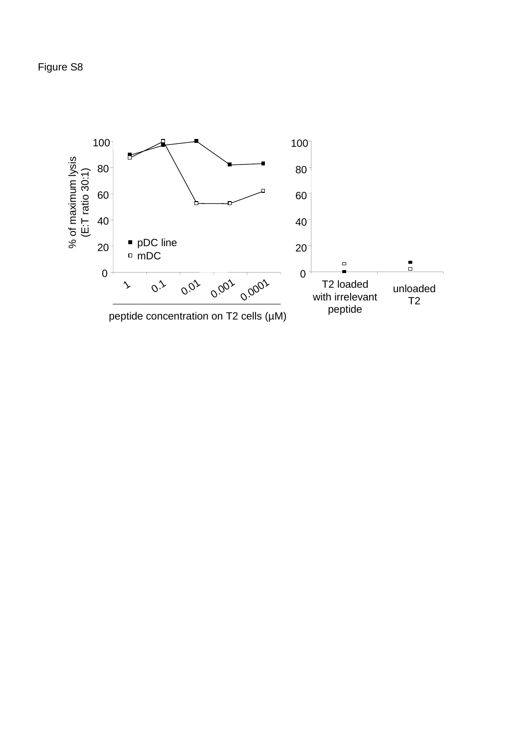Figure S8

100
80
60
40
20
0

% of maximum lysis
(E:T ratio 30:1)

pDC line
mDC

1
0.1
0.01
0.001
0.0001

peptide concentration on T2 cells (µM)

100
80
60
40
20
0

T2 loaded
with irrelevant
peptide

unloaded
T2